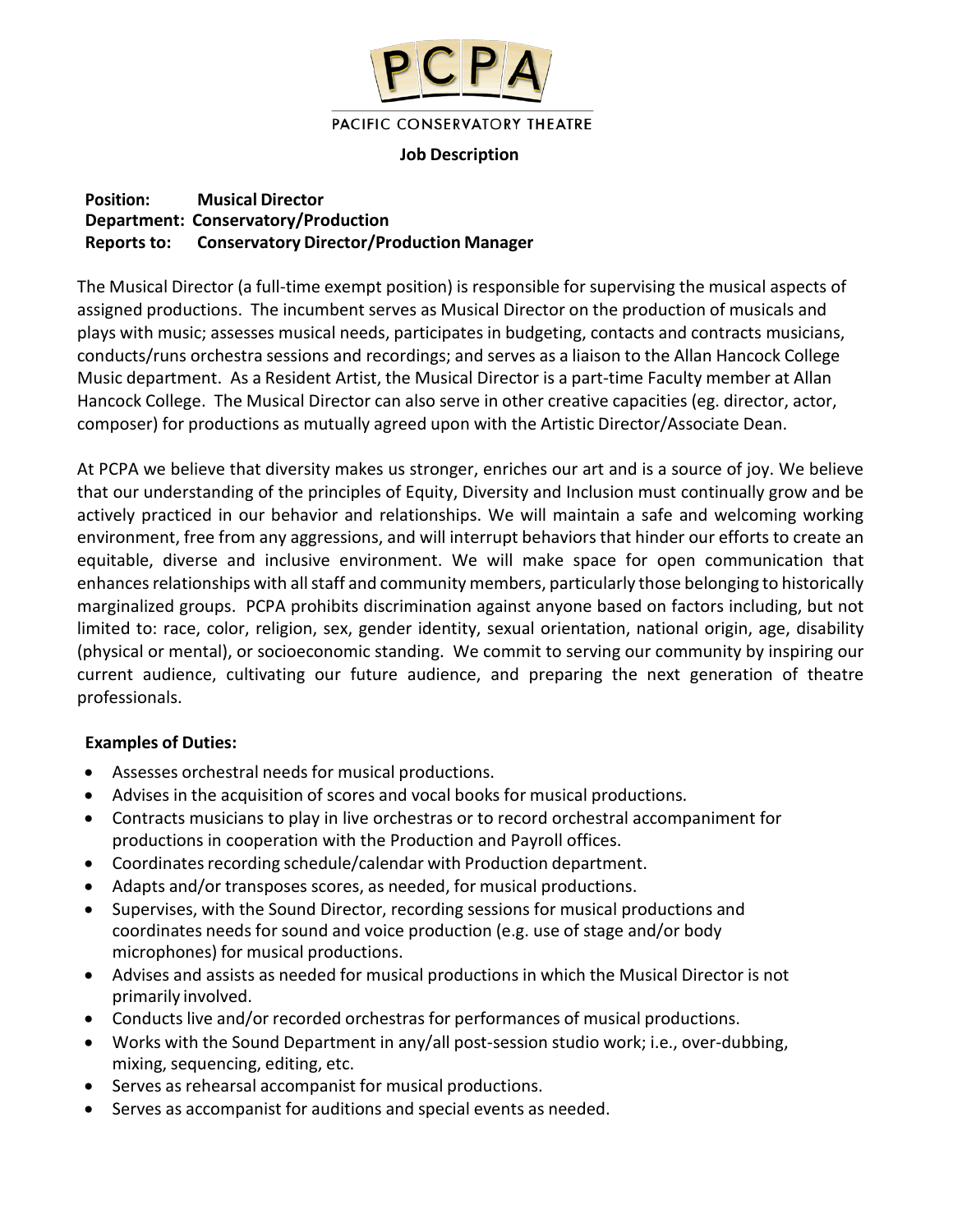PCPA

PACIFIC CONSERVATORY THEATRE

**Job Description**

**Position:** **Musical Director**
**Department:** **Conservatory/Production**
**Reports to:** **Conservatory Director/Production Manager**

The Musical Director (a full-time exempt position) is responsible for supervising the musical aspects of assigned productions. The incumbent serves as Musical Director on the production of musicals and plays with music; assesses musical needs, participates in budgeting, contacts and contracts musicians, conducts/runs orchestra sessions and recordings; and serves as a liaison to the Allan Hancock College Music department. As a Resident Artist, the Musical Director is a part-time Faculty member at Allan Hancock College. The Musical Director can also serve in other creative capacities (eg. director, actor, composer) for productions as mutually agreed upon with the Artistic Director/Associate Dean.

At PCPA we believe that diversity makes us stronger, enriches our art and is a source of joy. We believe that our understanding of the principles of Equity, Diversity and Inclusion must continually grow and be actively practiced in our behavior and relationships. We will maintain a safe and welcoming working environment, free from any aggressions, and will interrupt behaviors that hinder our efforts to create an equitable, diverse and inclusive environment. We will make space for open communication that enhances relationships with all staff and community members, particularly those belonging to historically marginalized groups. PCPA prohibits discrimination against anyone based on factors including, but not limited to: race, color, religion, sex, gender identity, sexual orientation, national origin, age, disability (physical or mental), or socioeconomic standing. We commit to serving our community by inspiring our current audience, cultivating our future audience, and preparing the next generation of theatre professionals.

**Examples of Duties:**

- Assesses orchestral needs for musical productions.
- Advises in the acquisition of scores and vocal books for musical productions.
- Contracts musicians to play in live orchestras or to record orchestral accompaniment for productions in cooperation with the Production and Payroll offices.
- Coordinates recording schedule/calendar with Production department.
- Adapts and/or transposes scores, as needed, for musical productions.
- Supervises, with the Sound Director, recording sessions for musical productions and coordinates needs for sound and voice production (e.g. use of stage and/or body microphones) for musical productions.
- Advises and assists as needed for musical productions in which the Musical Director is not primarily involved.
- Conducts live and/or recorded orchestras for performances of musical productions.
- Works with the Sound Department in any/all post-session studio work; i.e., over-dubbing, mixing, sequencing, editing, etc.
- Serves as rehearsal accompanist for musical productions.
- Serves as accompanist for auditions and special events as needed.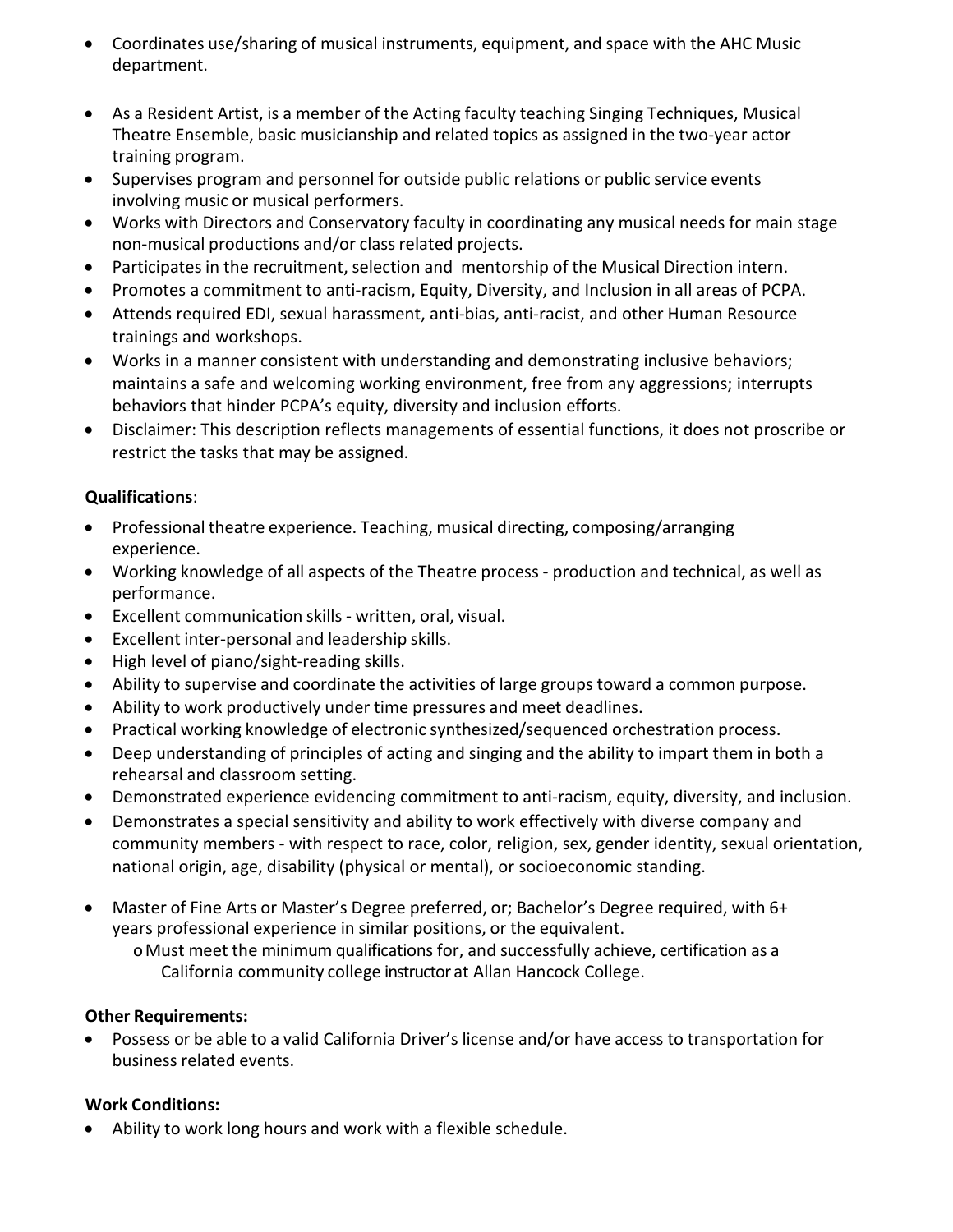- Coordinates use/sharing of musical instruments, equipment, and space with the AHC Music department.
- As a Resident Artist, is a member of the Acting faculty teaching Singing Techniques, Musical Theatre Ensemble, basic musicianship and related topics as assigned in the two-year actor training program.
- Supervises program and personnel for outside public relations or public service events involving music or musical performers.
- Works with Directors and Conservatory faculty in coordinating any musical needs for main stage non-musical productions and/or class related projects.
- Participates in the recruitment, selection and mentorship of the Musical Direction intern.
- Promotes a commitment to anti-racism, Equity, Diversity, and Inclusion in all areas of PCPA.
- Attends required EDI, sexual harassment, anti-bias, anti-racist, and other Human Resource trainings and workshops.
- Works in a manner consistent with understanding and demonstrating inclusive behaviors; maintains a safe and welcoming working environment, free from any aggressions; interrupts behaviors that hinder PCPA's equity, diversity and inclusion efforts.
- Disclaimer: This description reflects managements of essential functions, it does not proscribe or restrict the tasks that may be assigned.

**Qualifications**:

- Professional theatre experience. Teaching, musical directing, composing/arranging experience.
- Working knowledge of all aspects of the Theatre process - production and technical, as well as performance.
- Excellent communication skills - written, oral, visual.
- Excellent inter-personal and leadership skills.
- High level of piano/sight-reading skills.
- Ability to supervise and coordinate the activities of large groups toward a common purpose.
- Ability to work productively under time pressures and meet deadlines.
- Practical working knowledge of electronic synthesized/sequenced orchestration process.
- Deep understanding of principles of acting and singing and the ability to impart them in both a rehearsal and classroom setting.
- Demonstrated experience evidencing commitment to anti-racism, equity, diversity, and inclusion.
- Demonstrates a special sensitivity and ability to work effectively with diverse company and community members - with respect to race, color, religion, sex, gender identity, sexual orientation, national origin, age, disability (physical or mental), or socioeconomic standing.
- Master of Fine Arts or Master's Degree preferred, or; Bachelor's Degree required, with 6+ years professional experience in similar positions, or the equivalent.
  - Must meet the minimum qualifications for, and successfully achieve, certification as a California community college instructor at Allan Hancock College.

**Other Requirements:**

- Possess or be able to a valid California Driver's license and/or have access to transportation for business related events.

**Work Conditions:**

- Ability to work long hours and work with a flexible schedule.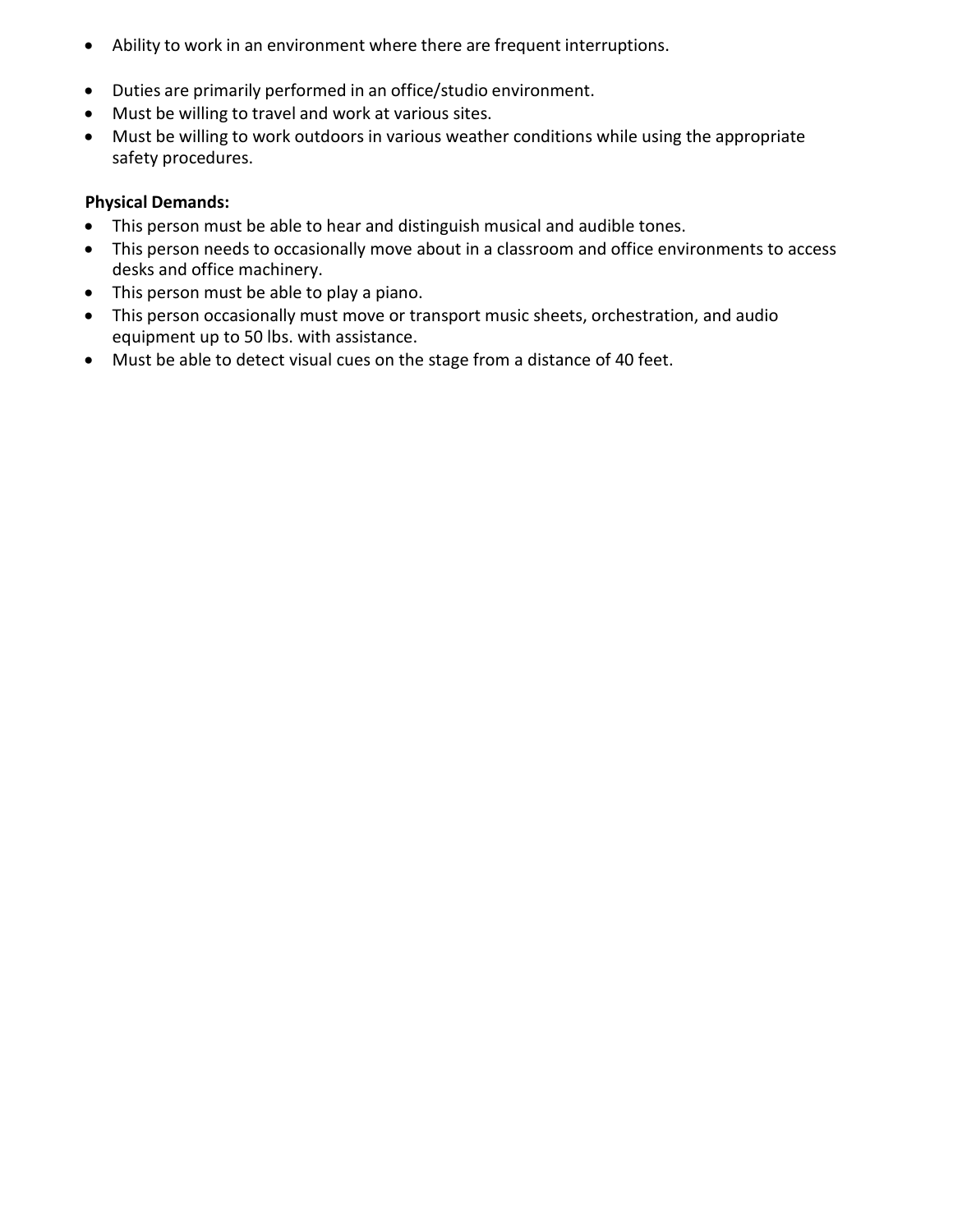- Ability to work in an environment where there are frequent interruptions.

- Duties are primarily performed in an office/studio environment.
- Must be willing to travel and work at various sites.
- Must be willing to work outdoors in various weather conditions while using the appropriate safety procedures.

**Physical Demands:**

- This person must be able to hear and distinguish musical and audible tones.
- This person needs to occasionally move about in a classroom and office environments to access desks and office machinery.
- This person must be able to play a piano.
- This person occasionally must move or transport music sheets, orchestration, and audio equipment up to 50 lbs. with assistance.
- Must be able to detect visual cues on the stage from a distance of 40 feet.